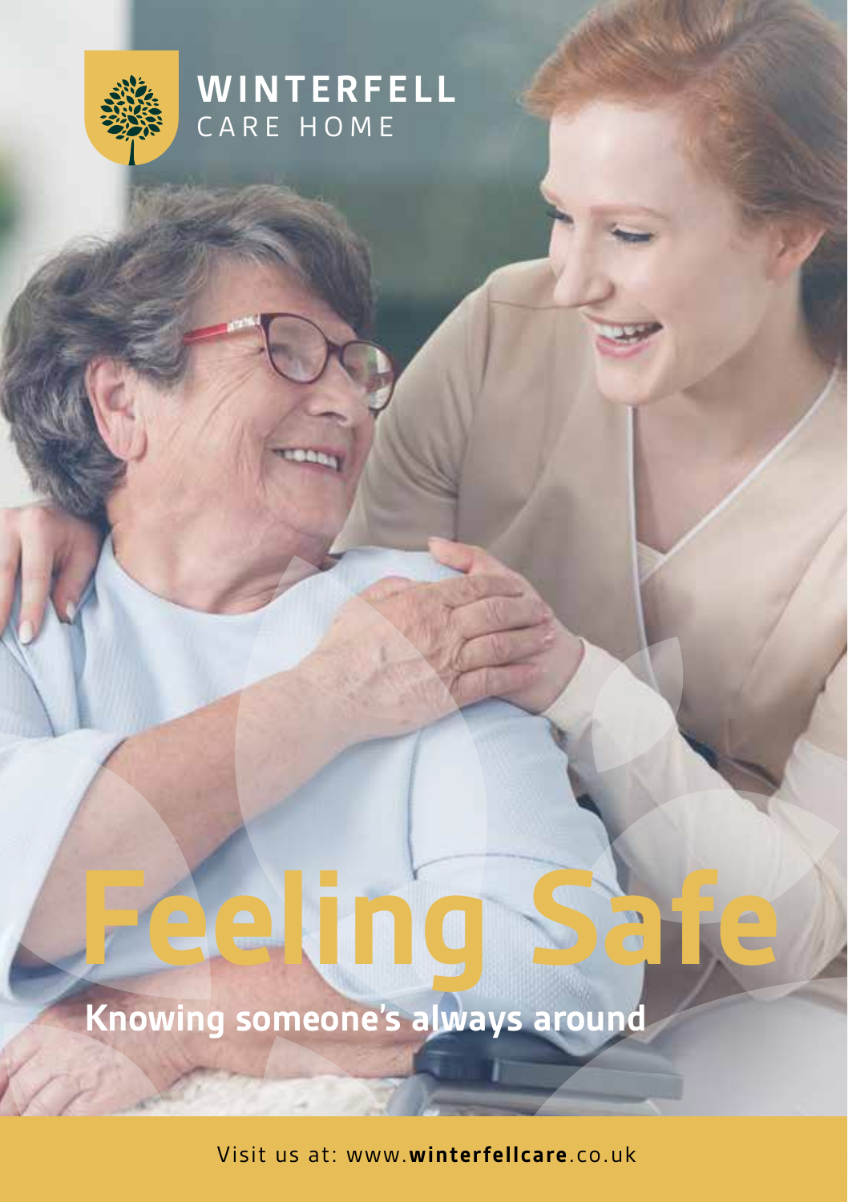**WINTERFELL**
CARE HOME

# Feeling Safe

## Knowing someone's always around

Visit us at: www.**winterfellcare**.co.uk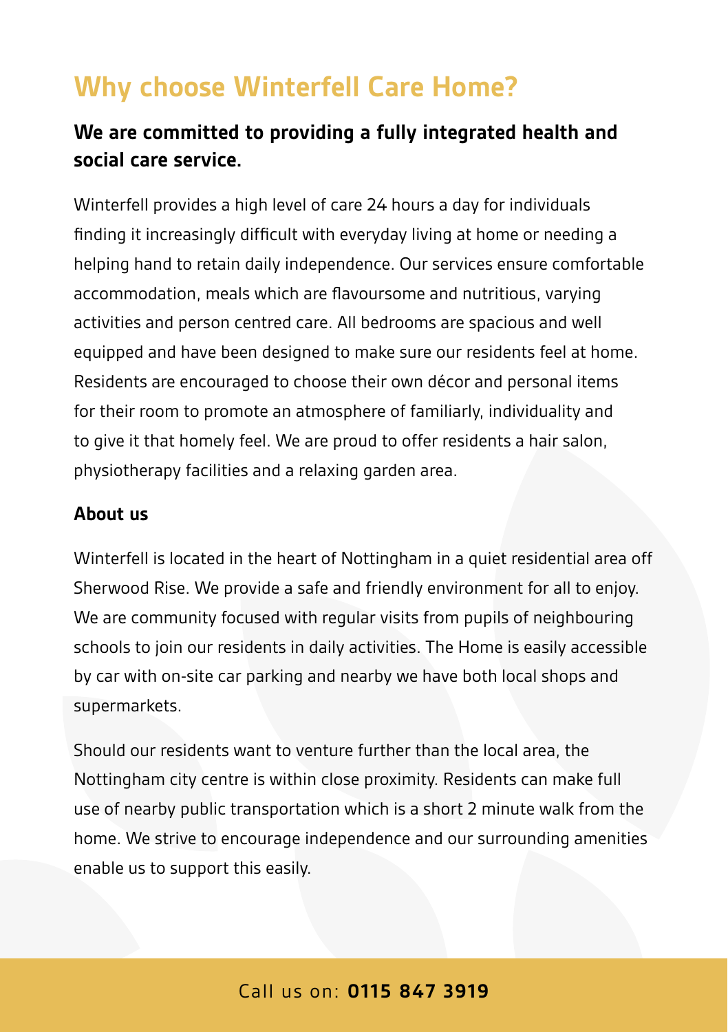# Why choose Winterfell Care Home?

**We are committed to providing a fully integrated health and social care service.**

Winterfell provides a high level of care 24 hours a day for individuals finding it increasingly difficult with everyday living at home or needing a helping hand to retain daily independence. Our services ensure comfortable accommodation, meals which are flavoursome and nutritious, varying activities and person centred care. All bedrooms are spacious and well equipped and have been designed to make sure our residents feel at home. Residents are encouraged to choose their own décor and personal items for their room to promote an atmosphere of familiarly, individuality and to give it that homely feel. We are proud to offer residents a hair salon, physiotherapy facilities and a relaxing garden area.

## About us

Winterfell is located in the heart of Nottingham in a quiet residential area off Sherwood Rise. We provide a safe and friendly environment for all to enjoy. We are community focused with regular visits from pupils of neighbouring schools to join our residents in daily activities. The Home is easily accessible by car with on-site car parking and nearby we have both local shops and supermarkets.

Should our residents want to venture further than the local area, the Nottingham city centre is within close proximity. Residents can make full use of nearby public transportation which is a short 2 minute walk from the home. We strive to encourage independence and our surrounding amenities enable us to support this easily.

Call us on: **0115 847 3919**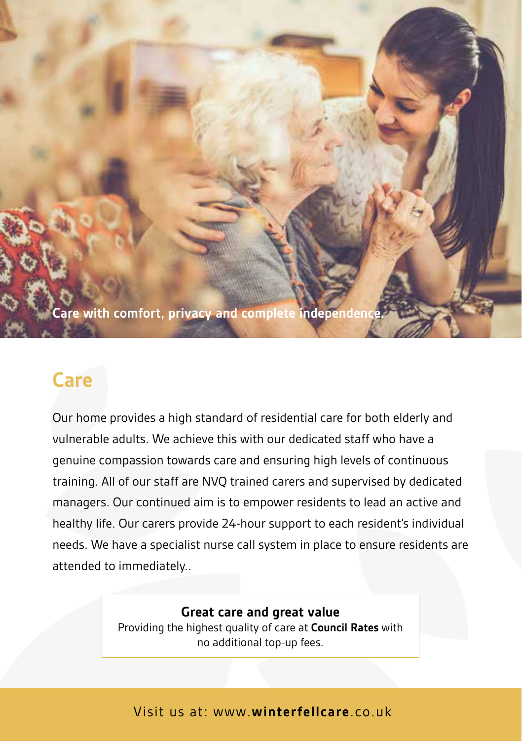Care with comfort, privacy and complete independence.

## Care

Our home provides a high standard of residential care for both elderly and vulnerable adults. We achieve this with our dedicated staff who have a genuine compassion towards care and ensuring high levels of continuous training. All of our staff are NVQ trained carers and supervised by dedicated managers. Our continued aim is to empower residents to lead an active and healthy life. Our carers provide 24-hour support to each resident's individual needs. We have a specialist nurse call system in place to ensure residents are attended to immediately..

**Great care and great value**
Providing the highest quality of care at **Council Rates** with no additional top-up fees.

Visit us at: www.**winterfellcare**.co.uk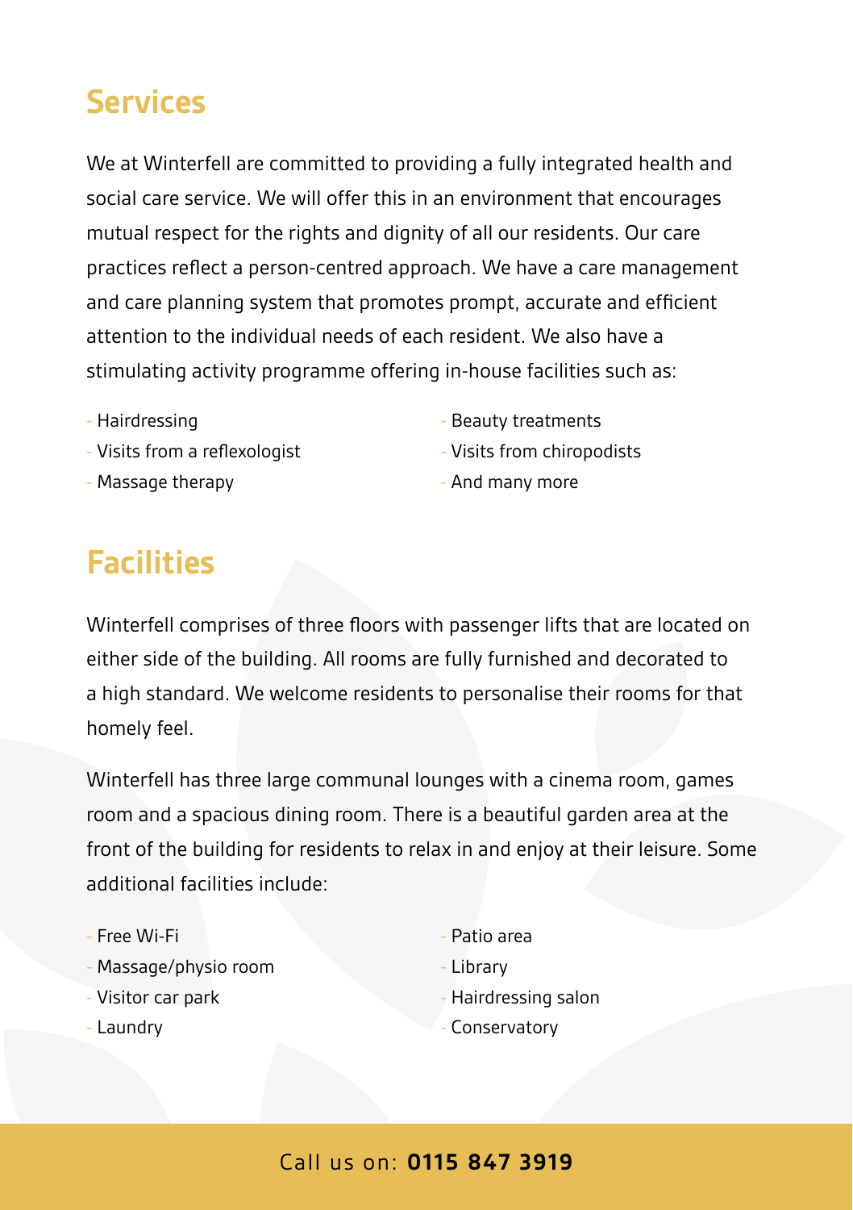## Services

We at Winterfell are committed to providing a fully integrated health and social care service. We will offer this in an environment that encourages mutual respect for the rights and dignity of all our residents. Our care practices reflect a person-centred approach. We have a care management and care planning system that promotes prompt, accurate and efficient attention to the individual needs of each resident. We also have a stimulating activity programme offering in-house facilities such as:

- Hairdressing
- Visits from a reflexologist
- Massage therapy
- Beauty treatments
- Visits from chiropodists
- And many more

## Facilities

Winterfell comprises of three floors with passenger lifts that are located on either side of the building. All rooms are fully furnished and decorated to a high standard. We welcome residents to personalise their rooms for that homely feel.

Winterfell has three large communal lounges with a cinema room, games room and a spacious dining room. There is a beautiful garden area at the front of the building for residents to relax in and enjoy at their leisure. Some additional facilities include:

- Free Wi-Fi
- Massage/physio room
- Visitor car park
- Laundry
- Patio area
- Library
- Hairdressing salon
- Conservatory

Call us on: **0115 847 3919**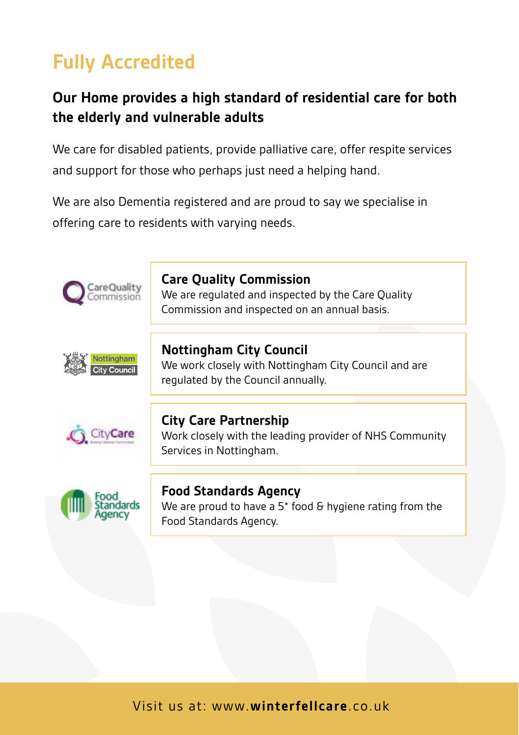# Fully Accredited

## Our Home provides a high standard of residential care for both the elderly and vulnerable adults

We care for disabled patients, provide palliative care, offer respite services and support for those who perhaps just need a helping hand.

We are also Dementia registered and are proud to say we specialise in offering care to residents with varying needs.

### Care Quality Commission

We are regulated and inspected by the Care Quality Commission and inspected on an annual basis.

### Nottingham City Council

We work closely with Nottingham City Council and are regulated by the Council annually.

### City Care Partnership

Work closely with the leading provider of NHS Community Services in Nottingham.

### Food Standards Agency

We are proud to have a 5* food & hygiene rating from the Food Standards Agency.

Visit us at: www.**winterfellcare**.co.uk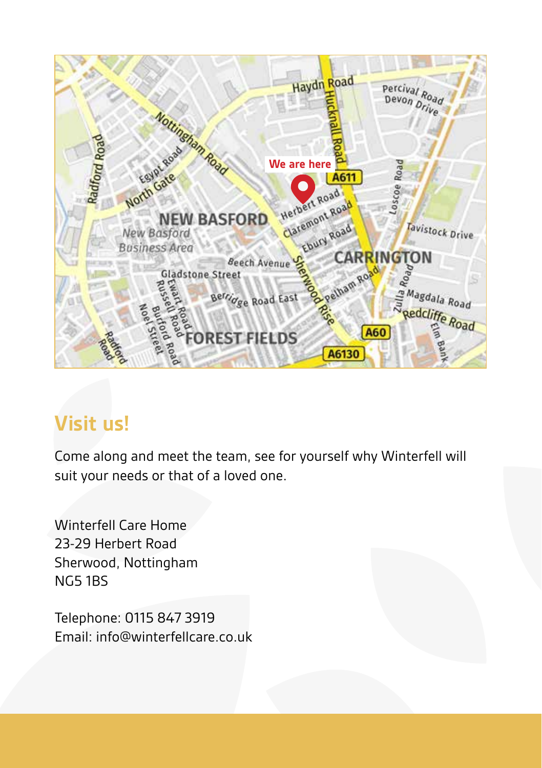## Visit us!

Come along and meet the team, see for yourself why Winterfell will suit your needs or that of a loved one.

Winterfell Care Home
23-29 Herbert Road
Sherwood, Nottingham
NG5 1BS

Telephone: 0115 847 3919
Email: info@winterfellcare.co.uk